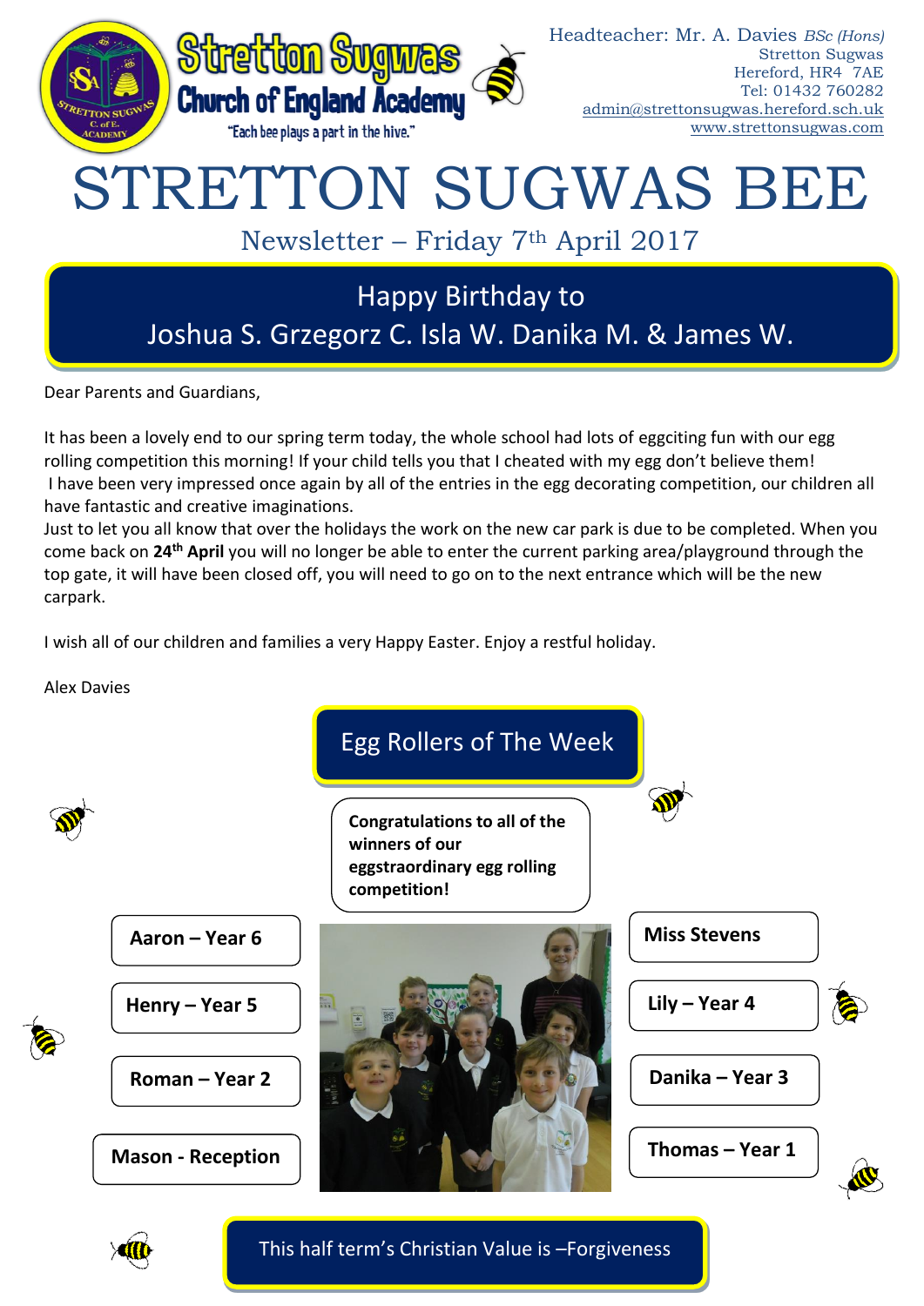Stretton Sugwas Church of England Academy

"Each bee plays a part in the hive."

Headteacher: Mr. A. Davies *BSc (Hons)*
Stretton Sugwas
Hereford, HR4 7AE
Tel: 01432 760282
admin@strettonsugwas.hereford.sch.uk
www.strettonsugwas.com

# STRETTON SUGWAS BEE

## Newsletter – Friday 7th April 2017

**Happy Birthday to**
**Joshua S. Grzegorz C. Isla W. Danika M. & James W.**

Dear Parents and Guardians,

It has been a lovely end to our spring term today, the whole school had lots of eggciting fun with our egg rolling competition this morning! If your child tells you that I cheated with my egg don't believe them!
I have been very impressed once again by all of the entries in the egg decorating competition, our children all have fantastic and creative imaginations.
Just to let you all know that over the holidays the work on the new car park is due to be completed. When you come back on **24th April** you will no longer be able to enter the current parking area/playground through the top gate, it will have been closed off, you will need to go on to the next entrance which will be the new carpark.

I wish all of our children and families a very Happy Easter. Enjoy a restful holiday.

Alex Davies

## Egg Rollers of The Week

**Congratulations to all of the winners of our eggstraordinary egg rolling competition!**

- **Aaron – Year 6**
- **Henry – Year 5**
- **Roman – Year 2**
- **Mason - Reception**
- **Miss Stevens**
- **Lily – Year 4**
- **Danika – Year 3**
- **Thomas – Year 1**

**This half term's Christian Value is –Forgiveness**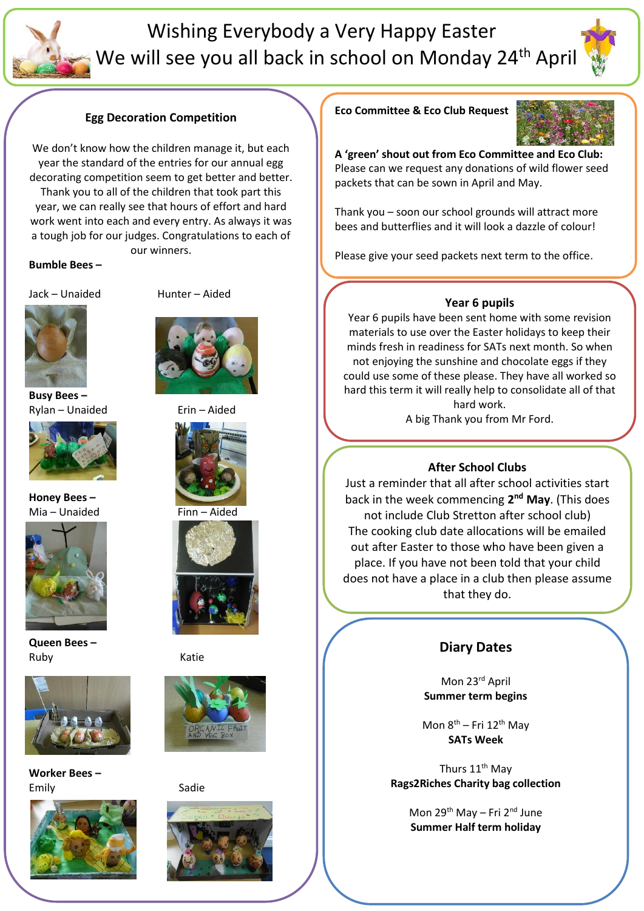# Wishing Everybody a Very Happy Easter

# We will see you all back in school on Monday 24th April

## Egg Decoration Competition

We don't know how the children manage it, but each year the standard of the entries for our annual egg decorating competition seem to get better and better. Thank you to all of the children that took part this year, we can really see that hours of effort and hard work went into each and every entry. As always it was a tough job for our judges. Congratulations to each of our winners.

**Bumble Bees –**

Jack – Unaided

Hunter – Aided

**Busy Bees –**

Rylan – Unaided

Erin – Aided

**Honey Bees –**

Mia – Unaided

Finn – Aided

**Queen Bees –**

Ruby

Katie

**Worker Bees –**

Emily

Sadie

## Eco Committee & Eco Club Request

**A 'green' shout out from Eco Committee and Eco Club:**
Please can we request any donations of wild flower seed packets that can be sown in April and May.

Thank you – soon our school grounds will attract more bees and butterflies and it will look a dazzle of colour!

Please give your seed packets next term to the office.

## Year 6 pupils

Year 6 pupils have been sent home with some revision materials to use over the Easter holidays to keep their minds fresh in readiness for SATs next month. So when not enjoying the sunshine and chocolate eggs if they could use some of these please. They have all worked so hard this term it will really help to consolidate all of that hard work.

A big Thank you from Mr Ford.

## After School Clubs

Just a reminder that all after school activities start back in the week commencing 2nd **May**. (This does not include Club Stretton after school club)

The cooking club date allocations will be emailed out after Easter to those who have been given a place. If you have not been told that your child does not have a place in a club then please assume that they do.

## Diary Dates

Mon 23rd April
**Summer term begins**

Mon 8th – Fri 12th May
**SATs Week**

Thurs 11th May
**Rags2Riches Charity bag collection**

Mon 29th May – Fri 2nd June
**Summer Half term holiday**